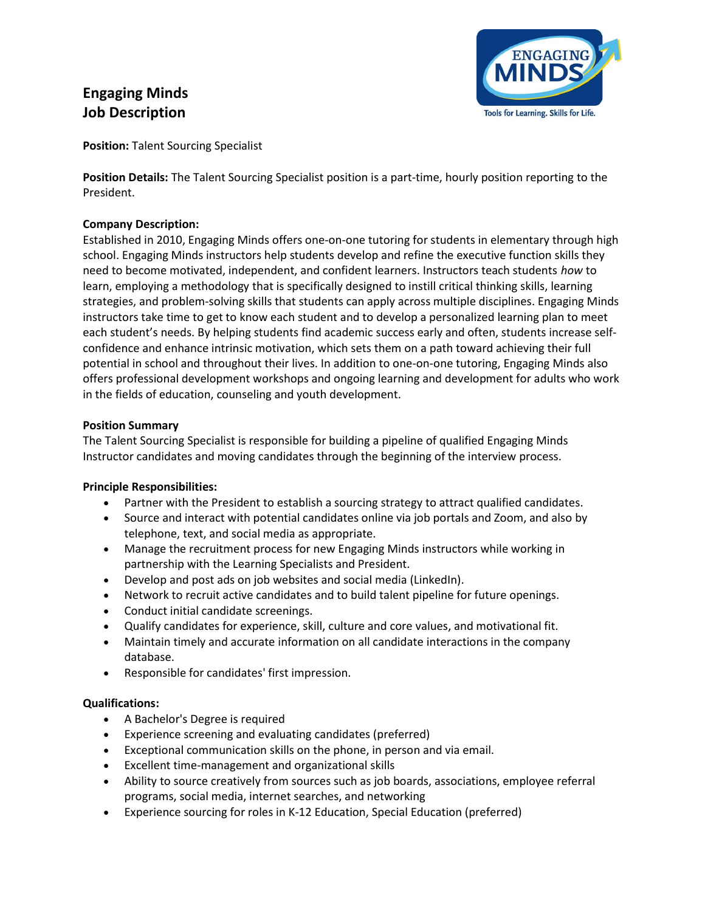# Engaging Minds
# Job Description

**Position:** Talent Sourcing Specialist

**Position Details:** The Talent Sourcing Specialist position is a part-time, hourly position reporting to the President.

**Company Description:**

Established in 2010, Engaging Minds offers one-on-one tutoring for students in elementary through high school. Engaging Minds instructors help students develop and refine the executive function skills they need to become motivated, independent, and confident learners. Instructors teach students *how* to learn, employing a methodology that is specifically designed to instill critical thinking skills, learning strategies, and problem-solving skills that students can apply across multiple disciplines. Engaging Minds instructors take time to get to know each student and to develop a personalized learning plan to meet each student's needs. By helping students find academic success early and often, students increase self-confidence and enhance intrinsic motivation, which sets them on a path toward achieving their full potential in school and throughout their lives. In addition to one-on-one tutoring, Engaging Minds also offers professional development workshops and ongoing learning and development for adults who work in the fields of education, counseling and youth development.

**Position Summary**

The Talent Sourcing Specialist is responsible for building a pipeline of qualified Engaging Minds Instructor candidates and moving candidates through the beginning of the interview process.

**Principle Responsibilities:**

- Partner with the President to establish a sourcing strategy to attract qualified candidates.
- Source and interact with potential candidates online via job portals and Zoom, and also by telephone, text, and social media as appropriate.
- Manage the recruitment process for new Engaging Minds instructors while working in partnership with the Learning Specialists and President.
- Develop and post ads on job websites and social media (LinkedIn).
- Network to recruit active candidates and to build talent pipeline for future openings.
- Conduct initial candidate screenings.
- Qualify candidates for experience, skill, culture and core values, and motivational fit.
- Maintain timely and accurate information on all candidate interactions in the company database.
- Responsible for candidates' first impression.

**Qualifications:**

- A Bachelor's Degree is required
- Experience screening and evaluating candidates (preferred)
- Exceptional communication skills on the phone, in person and via email.
- Excellent time-management and organizational skills
- Ability to source creatively from sources such as job boards, associations, employee referral programs, social media, internet searches, and networking
- Experience sourcing for roles in K-12 Education, Special Education (preferred)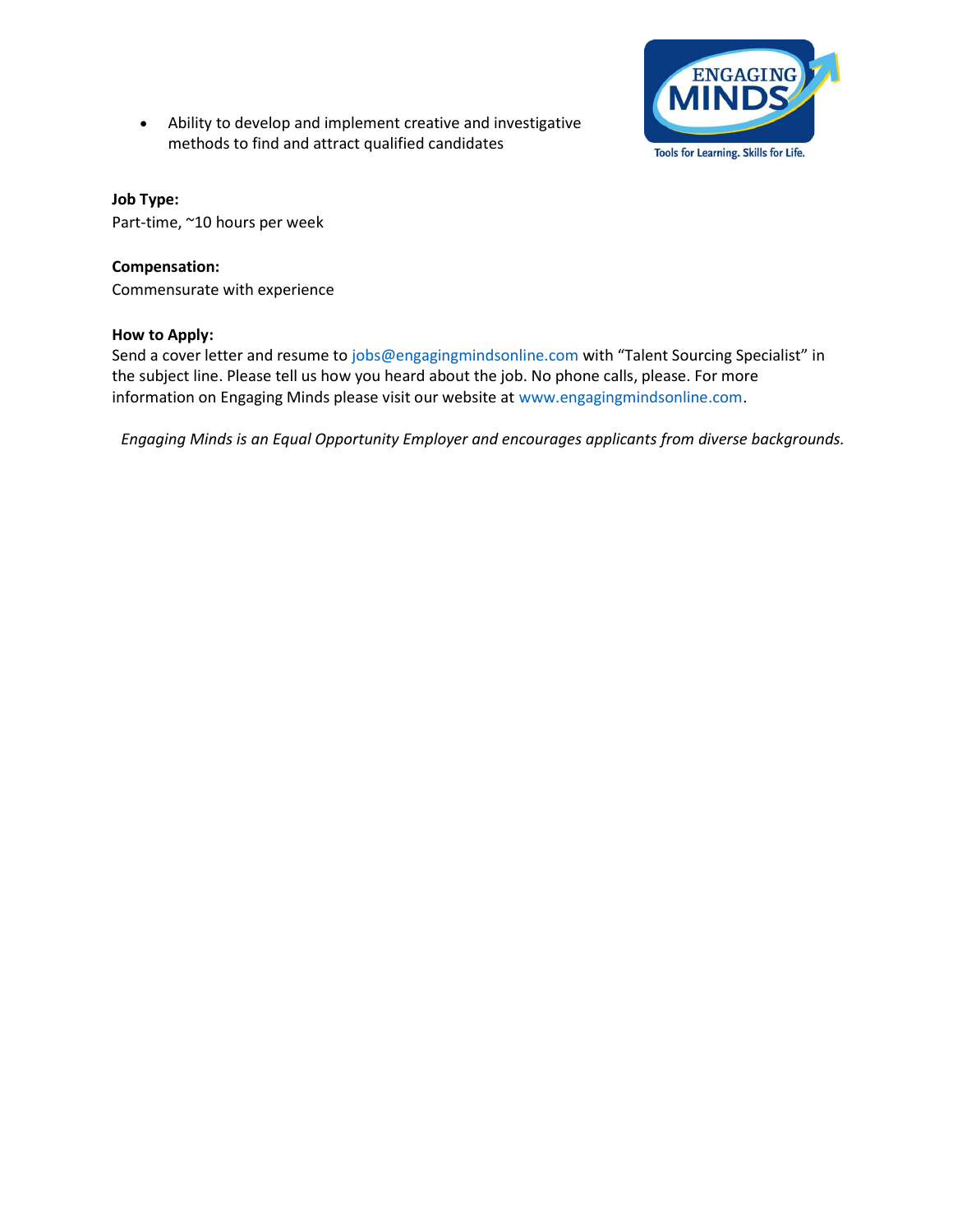- Ability to develop and implement creative and investigative methods to find and attract qualified candidates

**Job Type:**
Part-time, ~10 hours per week

**Compensation:**
Commensurate with experience

**How to Apply:**
Send a cover letter and resume to jobs@engagingmindsonline.com with "Talent Sourcing Specialist" in the subject line. Please tell us how you heard about the job. No phone calls, please. For more information on Engaging Minds please visit our website at www.engagingmindsonline.com.

*Engaging Minds is an Equal Opportunity Employer and encourages applicants from diverse backgrounds.*